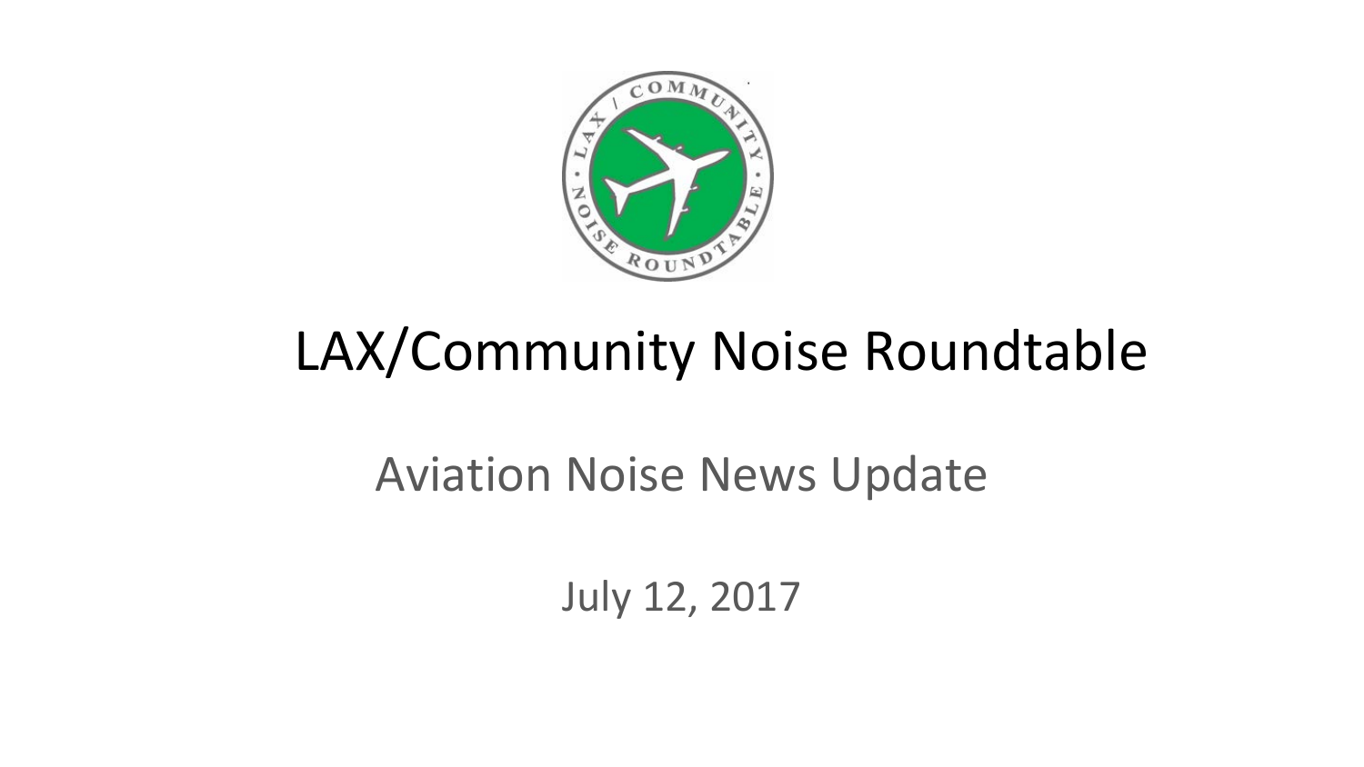# LAX/Community Noise Roundtable

## Aviation Noise News Update

July 12, 2017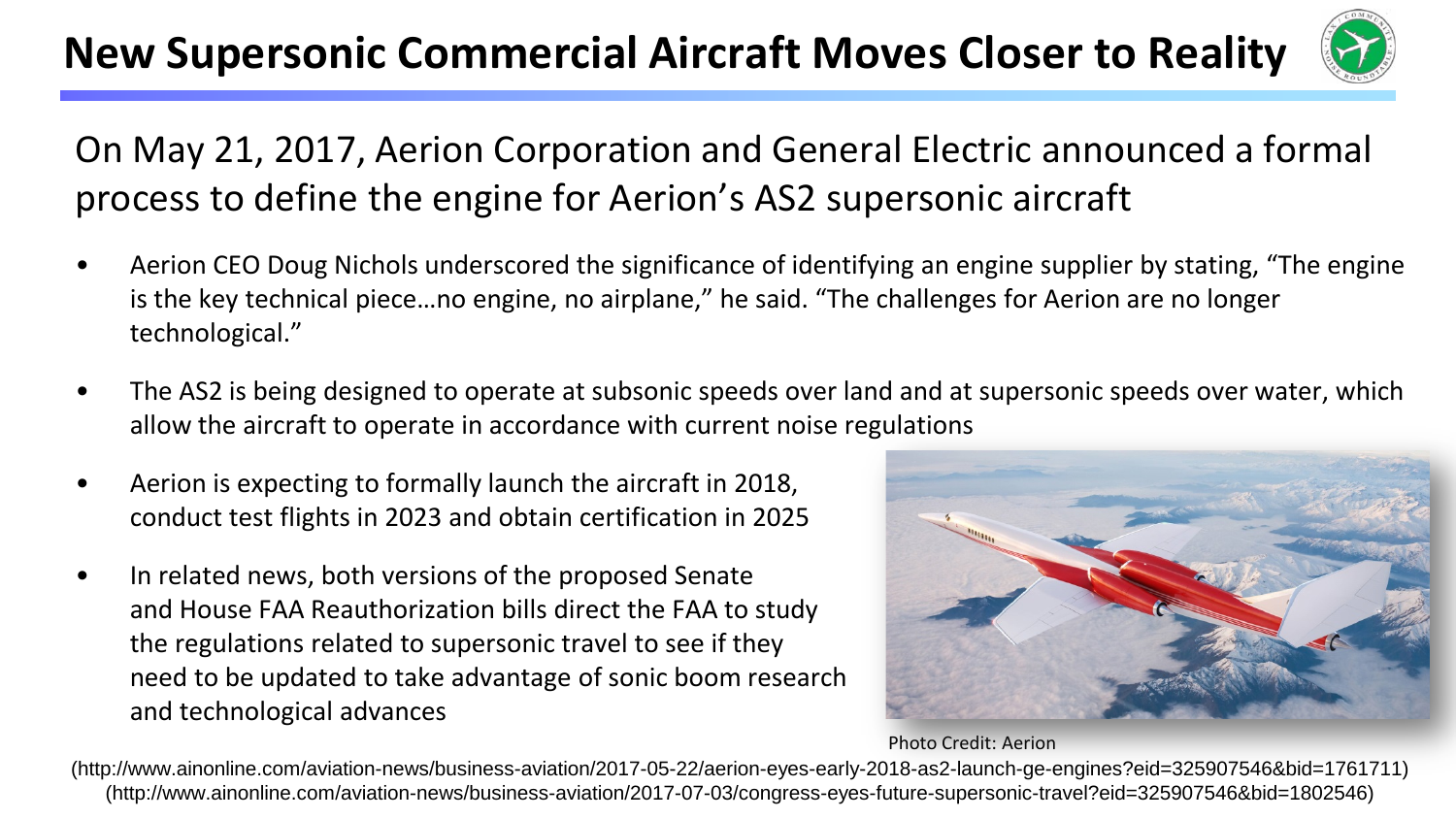# New Supersonic Commercial Aircraft Moves Closer to Reality

On May 21, 2017, Aerion Corporation and General Electric announced a formal process to define the engine for Aerion's AS2 supersonic aircraft

- Aerion CEO Doug Nichols underscored the significance of identifying an engine supplier by stating, "The engine is the key technical piece…no engine, no airplane," he said. "The challenges for Aerion are no longer technological."
- The AS2 is being designed to operate at subsonic speeds over land and at supersonic speeds over water, which allow the aircraft to operate in accordance with current noise regulations
- Aerion is expecting to formally launch the aircraft in 2018, conduct test flights in 2023 and obtain certification in 2025
- In related news, both versions of the proposed Senate and House FAA Reauthorization bills direct the FAA to study the regulations related to supersonic travel to see if they need to be updated to take advantage of sonic boom research and technological advances

Photo Credit: Aerion

(http://www.ainonline.com/aviation-news/business-aviation/2017-05-22/aerion-eyes-early-2018-as2-launch-ge-engines?eid=325907546&bid=1761711)
(http://www.ainonline.com/aviation-news/business-aviation/2017-07-03/congress-eyes-future-supersonic-travel?eid=325907546&bid=1802546)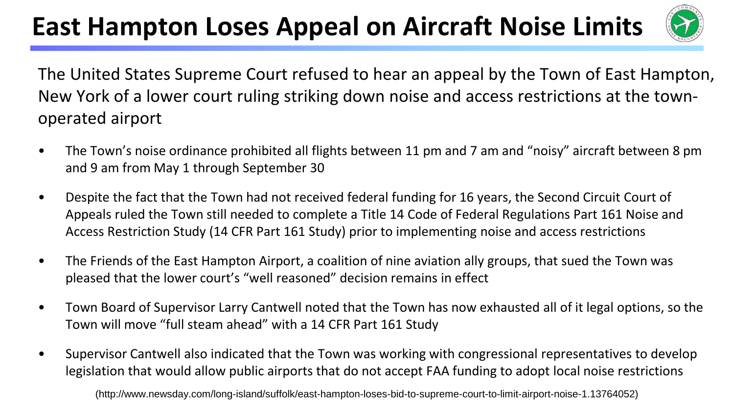# East Hampton Loses Appeal on Aircraft Noise Limits

The United States Supreme Court refused to hear an appeal by the Town of East Hampton, New York of a lower court ruling striking down noise and access restrictions at the town-operated airport

- The Town's noise ordinance prohibited all flights between 11 pm and 7 am and "noisy" aircraft between 8 pm and 9 am from May 1 through September 30
- Despite the fact that the Town had not received federal funding for 16 years, the Second Circuit Court of Appeals ruled the Town still needed to complete a Title 14 Code of Federal Regulations Part 161 Noise and Access Restriction Study (14 CFR Part 161 Study) prior to implementing noise and access restrictions
- The Friends of the East Hampton Airport, a coalition of nine aviation ally groups, that sued the Town was pleased that the lower court's "well reasoned" decision remains in effect
- Town Board of Supervisor Larry Cantwell noted that the Town has now exhausted all of it legal options, so the Town will move "full steam ahead" with a 14 CFR Part 161 Study
- Supervisor Cantwell also indicated that the Town was working with congressional representatives to develop legislation that would allow public airports that do not accept FAA funding to adopt local noise restrictions

(http://www.newsday.com/long-island/suffolk/east-hampton-loses-bid-to-supreme-court-to-limit-airport-noise-1.13764052)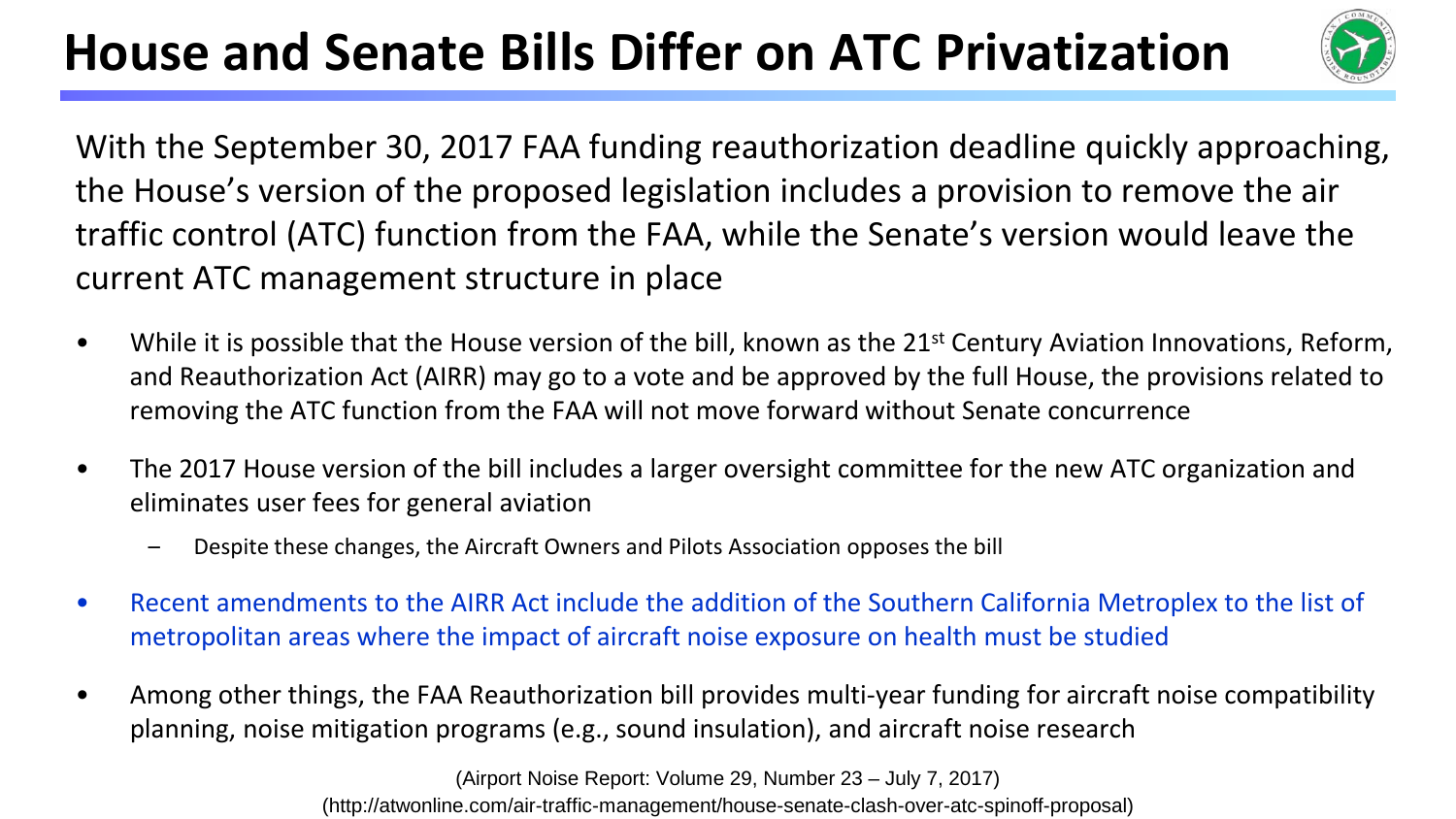# House and Senate Bills Differ on ATC Privatization

With the September 30, 2017 FAA funding reauthorization deadline quickly approaching, the House's version of the proposed legislation includes a provision to remove the air traffic control (ATC) function from the FAA, while the Senate's version would leave the current ATC management structure in place

- While it is possible that the House version of the bill, known as the 21st Century Aviation Innovations, Reform, and Reauthorization Act (AIRR) may go to a vote and be approved by the full House, the provisions related to removing the ATC function from the FAA will not move forward without Senate concurrence
- The 2017 House version of the bill includes a larger oversight committee for the new ATC organization and eliminates user fees for general aviation
  - Despite these changes, the Aircraft Owners and Pilots Association opposes the bill
- Recent amendments to the AIRR Act include the addition of the Southern California Metroplex to the list of metropolitan areas where the impact of aircraft noise exposure on health must be studied
- Among other things, the FAA Reauthorization bill provides multi-year funding for aircraft noise compatibility planning, noise mitigation programs (e.g., sound insulation), and aircraft noise research

(Airport Noise Report: Volume 29, Number 23 – July 7, 2017)
(http://atwonline.com/air-traffic-management/house-senate-clash-over-atc-spinoff-proposal)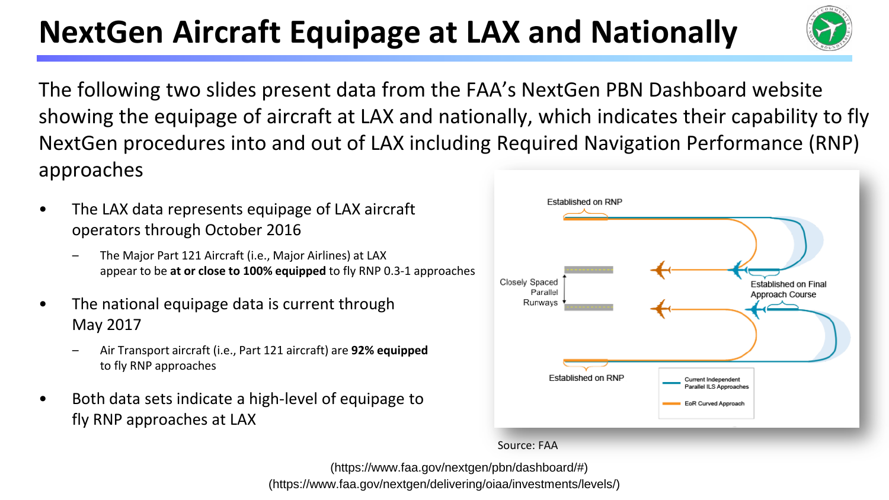# NextGen Aircraft Equipage at LAX and Nationally

The following two slides present data from the FAA's NextGen PBN Dashboard website showing the equipage of aircraft at LAX and nationally, which indicates their capability to fly NextGen procedures into and out of LAX including Required Navigation Performance (RNP) approaches

- The LAX data represents equipage of LAX aircraft operators through October 2016
  - The Major Part 121 Aircraft (i.e., Major Airlines) at LAX appear to be **at or close to 100% equipped** to fly RNP 0.3-1 approaches
- The national equipage data is current through May 2017
  - Air Transport aircraft (i.e., Part 121 aircraft) are **92% equipped** to fly RNP approaches
- Both data sets indicate a high-level of equipage to fly RNP approaches at LAX

Established on RNP

Closely Spaced Parallel Runways

Established on Final Approach Course

Established on RNP

Current Independent Parallel ILS Approaches

EoR Curved Approach

Source: FAA

(https://www.faa.gov/nextgen/pbn/dashboard/#)
(https://www.faa.gov/nextgen/delivering/oiaa/investments/levels/)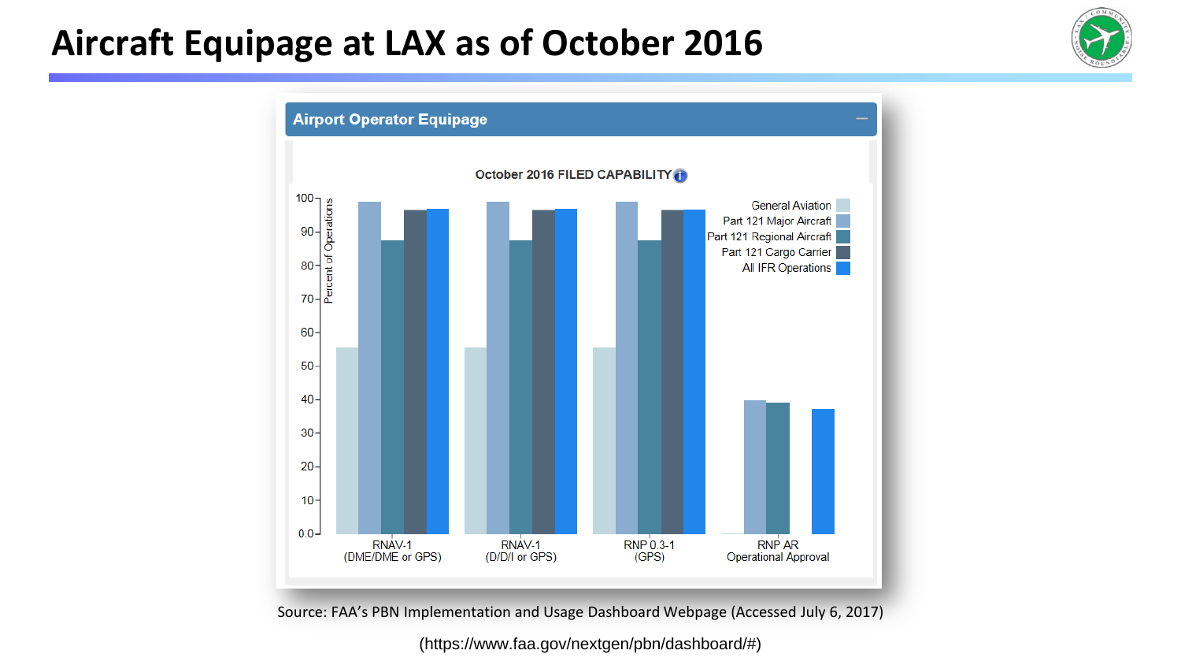# Aircraft Equipage at LAX as of October 2016

**Airport Operator Equipage**

October 2016 FILED CAPABILITY

| | General Aviation | Part 121 Major Aircraft | Part 121 Regional Aircraft | Part 121 Cargo Carrier | All IFR Operations |
|---|---|---|---|---|---|
| RNAV-1 (DME/DME or GPS) | ~55.5 | ~99 | ~87.5 | ~96.5 | ~97 |
| RNAV-1 (D/D/I or GPS) | ~55.5 | ~99 | ~87.5 | ~96.5 | ~97 |
| RNP 0.3-1 (GPS) | ~55.5 | ~99 | ~87.5 | ~96.5 | ~96.5 |
| RNP AR Operational Approval | ~0 | ~40 | ~39 | | ~37 |

Percent of Operations (0.0–100)

Source: FAA's PBN Implementation and Usage Dashboard Webpage (Accessed July 6, 2017)

(https://www.faa.gov/nextgen/pbn/dashboard/#)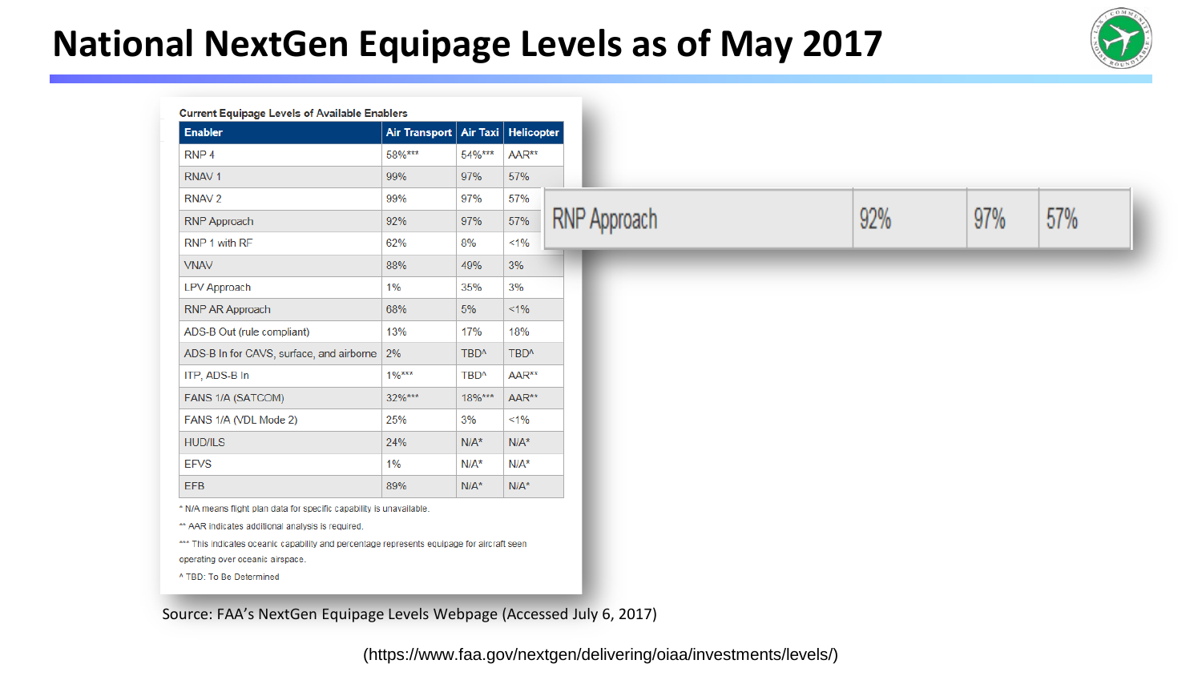# National NextGen Equipage Levels as of May 2017

**Current Equipage Levels of Available Enablers**

| Enabler | Air Transport | Air Taxi | Helicopter |
|---|---|---|---|
| RNP 4 | 58%*** | 54%*** | AAR** |
| RNAV 1 | 99% | 97% | 57% |
| RNAV 2 | 99% | 97% | 57% |
| RNP Approach | 92% | 97% | 57% |
| RNP 1 with RF | 62% | 8% | <1% |
| VNAV | 88% | 49% | 3% |
| LPV Approach | 1% | 35% | 3% |
| RNP AR Approach | 68% | 5% | <1% |
| ADS-B Out (rule compliant) | 13% | 17% | 18% |
| ADS-B In for CAVS, surface, and airborne | 2% | TBD^ | TBD^ |
| ITP, ADS-B In | 1%*** | TBD^ | AAR** |
| FANS 1/A (SATCOM) | 32%*** | 18%*** | AAR** |
| FANS 1/A (VDL Mode 2) | 25% | 3% | <1% |
| HUD/ILS | 24% | N/A* | N/A* |
| EFVS | 1% | N/A* | N/A* |
| EFB | 89% | N/A* | N/A* |

\* N/A means flight plan data for specific capability is unavailable.

\** AAR indicates additional analysis is required.

\*** This indicates oceanic capability and percentage represents equipage for aircraft seen operating over oceanic airspace.

^ TBD: To Be Determined

| RNP Approach | 92% | 97% | 57% |
|---|---|---|---|

Source: FAA's NextGen Equipage Levels Webpage (Accessed July 6, 2017)

(https://www.faa.gov/nextgen/delivering/oiaa/investments/levels/)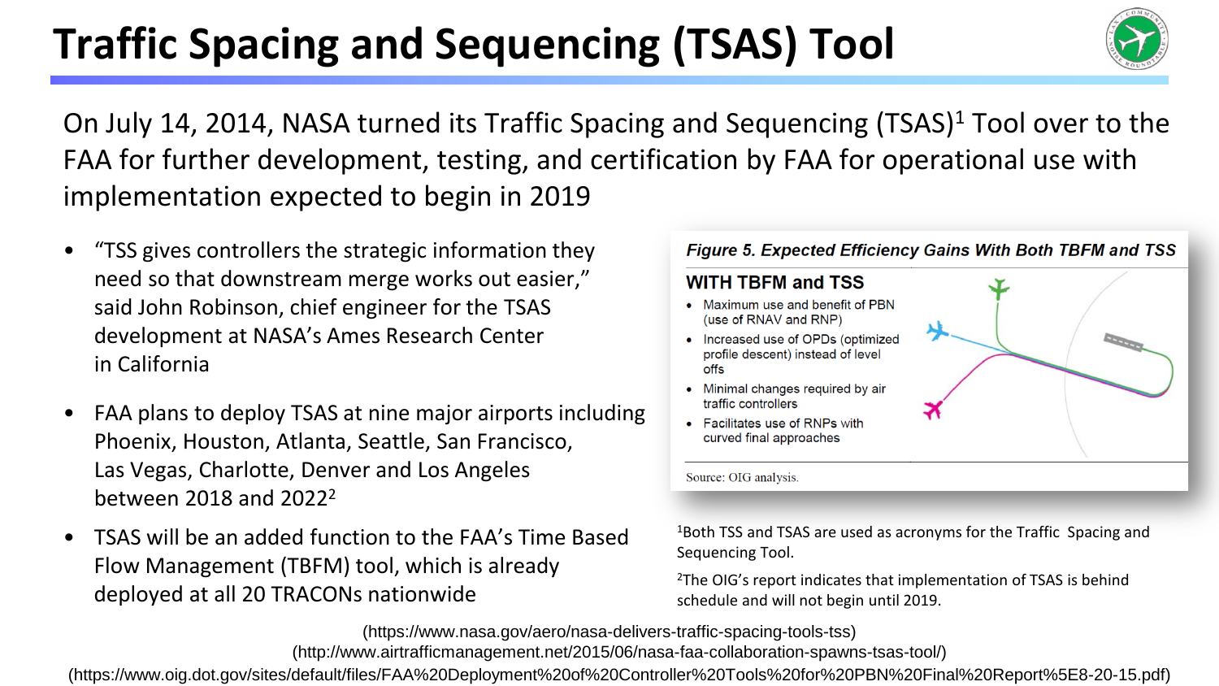# Traffic Spacing and Sequencing (TSAS) Tool

On July 14, 2014, NASA turned its Traffic Spacing and Sequencing (TSAS)[1] Tool over to the FAA for further development, testing, and certification by FAA for operational use with implementation expected to begin in 2019

- "TSS gives controllers the strategic information they need so that downstream merge works out easier," said John Robinson, chief engineer for the TSAS development at NASA's Ames Research Center in California
- FAA plans to deploy TSAS at nine major airports including Phoenix, Houston, Atlanta, Seattle, San Francisco, Las Vegas, Charlotte, Denver and Los Angeles between 2018 and 2022[2]
- TSAS will be an added function to the FAA's Time Based Flow Management (TBFM) tool, which is already deployed at all 20 TRACONs nationwide

*Figure 5. Expected Efficiency Gains With Both TBFM and TSS*

**WITH TBFM and TSS**

- Maximum use and benefit of PBN (use of RNAV and RNP)
- Increased use of OPDs (optimized profile descent) instead of level offs
- Minimal changes required by air traffic controllers
- Facilitates use of RNPs with curved final approaches

Source: OIG analysis.

[1]Both TSS and TSAS are used as acronyms for the Traffic Spacing and Sequencing Tool.

[2]The OIG's report indicates that implementation of TSAS is behind schedule and will not begin until 2019.

(https://www.nasa.gov/aero/nasa-delivers-traffic-spacing-tools-tss)
(http://www.airtrafficmanagement.net/2015/06/nasa-faa-collaboration-spawns-tsas-tool/)
(https://www.oig.dot.gov/sites/default/files/FAA%20Deployment%20of%20Controller%20Tools%20for%20PBN%20Final%20Report%5E8-20-15.pdf)